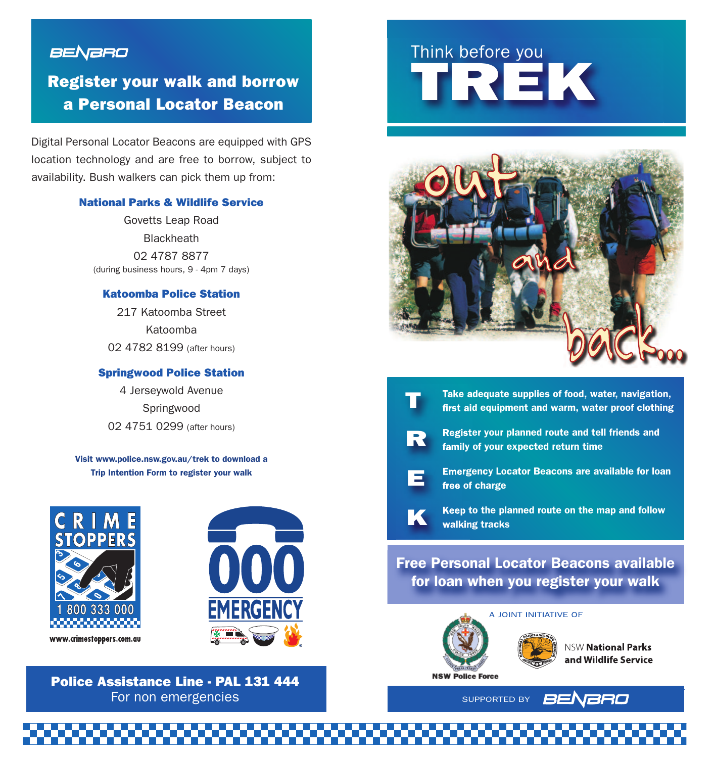BENBRO

## Register your walk and borrow a Personal Locator Beacon

Digital Personal Locator Beacons are equipped with GPS location technology and are free to borrow, subject to availability. Bush walkers can pick them up from:

**National Parks & Wildlife Service**
Govetts Leap Road
Blackheath
02 4787 8877
(during business hours, 9 - 4pm 7 days)

**Katoomba Police Station**
217 Katoomba Street
Katoomba
02 4782 8199 (after hours)

**Springwood Police Station**
4 Jerseywold Avenue
Springwood
02 4751 0299 (after hours)

**Visit www.police.nsw.gov.au/trek to download a Trip Intention Form to register your walk**

CRIME STOPPERS
1 800 333 000
www.crimestoppers.com.au

000 EMERGENCY

**Police Assistance Line - PAL 131 444**
For non emergencies

# Think before you TREK

out and back...

**T** — **Take adequate supplies of food, water, navigation, first aid equipment and warm, water proof clothing**

**R** — **Register your planned route and tell friends and family of your expected return time**

**E** — **Emergency Locator Beacons are available for loan free of charge**

**K** — **Keep to the planned route on the map and follow walking tracks**

## Free Personal Locator Beacons available for loan when you register your walk

A JOINT INITIATIVE OF

NSW Police Force

NSW **National Parks and Wildlife Service**

SUPPORTED BY BENBRO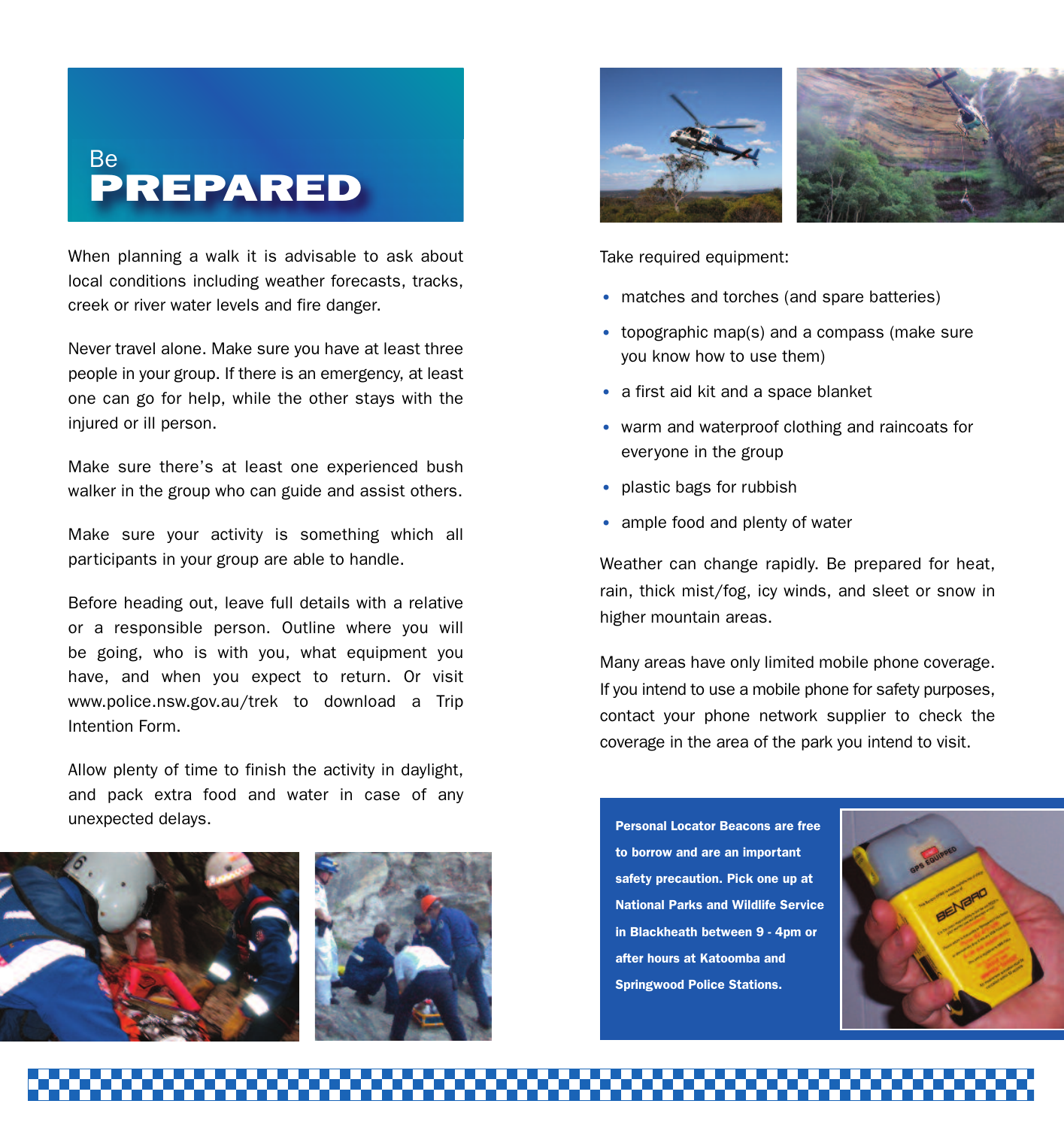# Be PREPARED

When planning a walk it is advisable to ask about local conditions including weather forecasts, tracks, creek or river water levels and fire danger.

Never travel alone. Make sure you have at least three people in your group. If there is an emergency, at least one can go for help, while the other stays with the injured or ill person.

Make sure there's at least one experienced bush walker in the group who can guide and assist others.

Make sure your activity is something which all participants in your group are able to handle.

Before heading out, leave full details with a relative or a responsible person. Outline where you will be going, who is with you, what equipment you have, and when you expect to return. Or visit www.police.nsw.gov.au/trek to download a Trip Intention Form.

Allow plenty of time to finish the activity in daylight, and pack extra food and water in case of any unexpected delays.

Take required equipment:

- matches and torches (and spare batteries)
- topographic map(s) and a compass (make sure you know how to use them)
- a first aid kit and a space blanket
- warm and waterproof clothing and raincoats for everyone in the group
- plastic bags for rubbish
- ample food and plenty of water

Weather can change rapidly. Be prepared for heat, rain, thick mist/fog, icy winds, and sleet or snow in higher mountain areas.

Many areas have only limited mobile phone coverage. If you intend to use a mobile phone for safety purposes, contact your phone network supplier to check the coverage in the area of the park you intend to visit.

**Personal Locator Beacons are free to borrow and are an important safety precaution. Pick one up at National Parks and Wildlife Service in Blackheath between 9 - 4pm or after hours at Katoomba and Springwood Police Stations.**